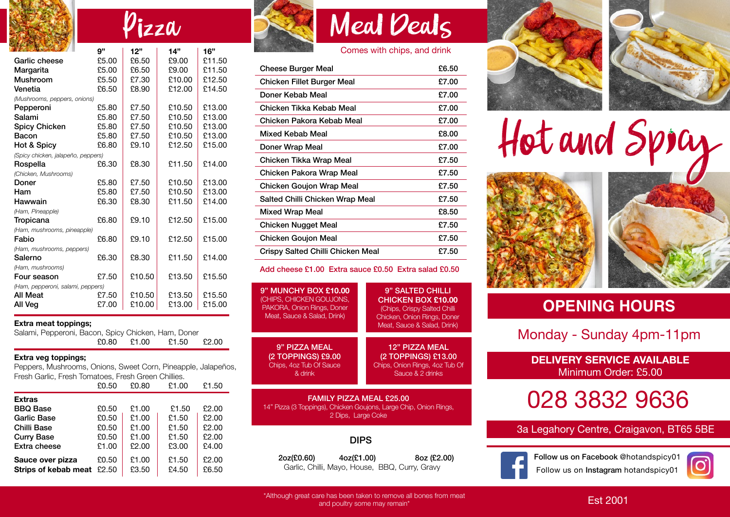# Pizza

| | 9" | 12" | 14" | 16" |
|---|---|---|---|---|
| Garlic cheese | £5.00 | £6.50 | £9.00 | £11.50 |
| Margarita | £5.00 | £6.50 | £9.00 | £11.50 |
| Mushroom | £5.50 | £7.30 | £10.00 | £12.50 |
| Venetia *(Mushrooms, peppers, onions)* | £6.50 | £8.90 | £12.00 | £14.50 |
| Pepperoni | £5.80 | £7.50 | £10.50 | £13.00 |
| Salami | £5.80 | £7.50 | £10.50 | £13.00 |
| Spicy Chicken | £5.80 | £7.50 | £10.50 | £13.00 |
| Bacon | £5.80 | £7.50 | £10.50 | £13.00 |
| Hot & Spicy *(Spicy chicken, jalapeño, peppers)* | £6.80 | £9.10 | £12.50 | £15.00 |
| Rospella *(Chicken, Mushrooms)* | £6.30 | £8.30 | £11.50 | £14.00 |
| Doner | £5.80 | £7.50 | £10.50 | £13.00 |
| Ham | £5.80 | £7.50 | £10.50 | £13.00 |
| Hawwain *(Ham, Pineapple)* | £6.30 | £8.30 | £11.50 | £14.00 |
| Tropicana *(Ham, mushrooms, pineapple)* | £6.80 | £9.10 | £12.50 | £15.00 |
| Fabio *(Ham, mushrooms, peppers)* | £6.80 | £9.10 | £12.50 | £15.00 |
| Salerno *(Ham, mushrooms)* | £6.30 | £8.30 | £11.50 | £14.00 |
| Four season *(Ham, pepperoni, salami, peppers)* | £7.50 | £10.50 | £13.50 | £15.50 |
| All Meat | £7.50 | £10.50 | £13.50 | £15.50 |
| All Veg | £7.00 | £10.00 | £13.00 | £15.00 |

**Extra meat toppings;**
Salami, Pepperoni, Bacon, Spicy Chicken, Ham, Doner

| 9" | 12" | 14" | 16" |
|---|---|---|---|
| £0.80 | £1.00 | £1.50 | £2.00 |

**Extra veg toppings;**
Peppers, Mushrooms, Onions, Sweet Corn, Pineapple, Jalapeños, Fresh Garlic, Fresh Tomatoes, Fresh Green Chillies.

| 9" | 12" | 14" | 16" |
|---|---|---|---|
| £0.50 | £0.80 | £1.00 | £1.50 |

| Extras | 9" | 12" | 14" | 16" |
|---|---|---|---|---|
| BBQ Base | £0.50 | £1.00 | £1.50 | £2.00 |
| Garlic Base | £0.50 | £1.00 | £1.50 | £2.00 |
| Chilli Base | £0.50 | £1.00 | £1.50 | £2.00 |
| Curry Base | £0.50 | £1.00 | £1.50 | £2.00 |
| Extra cheese | £1.00 | £2.00 | £3.00 | £4.00 |
| Sauce over pizza | £0.50 | £1.00 | £1.50 | £2.00 |
| Strips of kebab meat | £2.50 | £3.50 | £4.50 | £6.50 |

# Meal Deals

Comes with chips, and drink

| Meal | Price |
|---|---|
| Cheese Burger Meal | £6.50 |
| Chicken Fillet Burger Meal | £7.00 |
| Doner Kebab Meal | £7.00 |
| Chicken Tikka Kebab Meal | £7.00 |
| Chicken Pakora Kebab Meal | £7.00 |
| Mixed Kebab Meal | £8.00 |
| Doner Wrap Meal | £7.00 |
| Chicken Tikka Wrap Meal | £7.50 |
| Chicken Pakora Wrap Meal | £7.50 |
| Chicken Goujon Wrap Meal | £7.50 |
| Salted Chilli Chicken Wrap Meal | £7.50 |
| Mixed Wrap Meal | £8.50 |
| Chicken Nugget Meal | £7.50 |
| Chicken Goujon Meal | £7.50 |
| Crispy Salted Chilli Chicken Meal | £7.50 |

Add cheese £1.00 Extra sauce £0.50 Extra salad £0.50

**9" MUNCHY BOX £10.00**
(CHIPS, CHICKEN GOUJONS, PAKORA, Onion Rings, Doner Meat, Sauce & Salad, Drink)

**9" SALTED CHILLI CHICKEN BOX £10.00**
(Chips, Crispy Salted Chilli Chicken, Onion Rings, Doner Meat, Sauce & Salad, Drink)

**9" PIZZA MEAL (2 TOPPINGS) £9.00**
Chips, 4oz Tub Of Sauce & drink

**12" PIZZA MEAL (2 TOPPINGS) £13.00**
Chips, Onion Rings, 4oz Tub Of Sauce & 2 drinks

**FAMILY PIZZA MEAL £25.00**
14" Pizza (3 Toppings), Chicken Goujons, Large Chip, Onion Rings, 2 Dips, Large Coke

## DIPS

2oz(£0.60) 4oz(£1.00) 8oz (£2.00)
Garlic, Chilli, Mayo, House, BBQ, Curry, Gravy

# Hot and Spicy

## OPENING HOURS

Monday - Sunday 4pm-11pm

**DELIVERY SERVICE AVAILABLE**
Minimum Order: £5.00

028 3832 9636

3a Legahory Centre, Craigavon, BT65 5BE

Follow us on **Facebook** @hotandspicy01
Follow us on **Instagram** hotandspicy01

*Although great care has been taken to remove all bones from meat and poultry some may remain*

Est 2001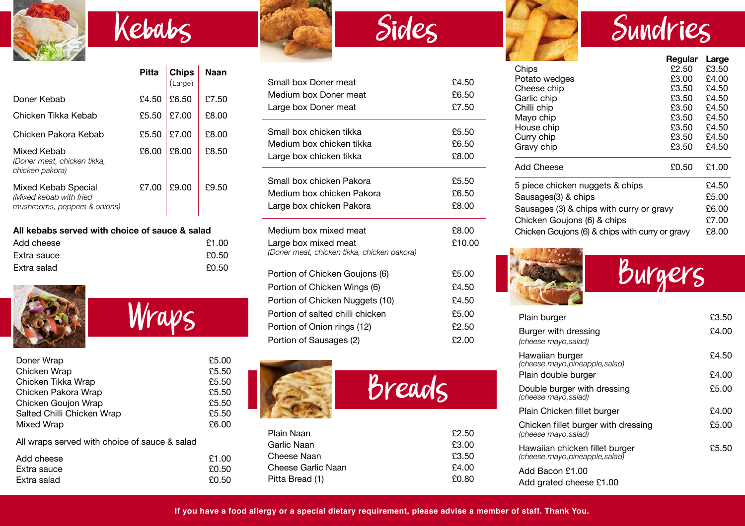# Kebabs

| | Pitta | Chips (Large) | Naan |
|---|---|---|---|
| Doner Kebab | £4.50 | £6.50 | £7.50 |
| Chicken Tikka Kebab | £5.50 | £7.00 | £8.00 |
| Chicken Pakora Kebab | £5.50 | £7.00 | £8.00 |
| Mixed Kebab *(Doner meat, chicken tikka, chicken pakora)* | £6.00 | £8.00 | £8.50 |
| Mixed Kebab Special *(Mixed kebab with fried mushrooms, peppers & onions)* | £7.00 | £9.00 | £9.50 |

**All kebabs served with choice of sauce & salad**

| | |
|---|---|
| Add cheese | £1.00 |
| Extra sauce | £0.50 |
| Extra salad | £0.50 |

# Wraps

| | |
|---|---|
| Doner Wrap | £5.00 |
| Chicken Wrap | £5.50 |
| Chicken Tikka Wrap | £5.50 |
| Chicken Pakora Wrap | £5.50 |
| Chicken Goujon Wrap | £5.50 |
| Salted Chilli Chicken Wrap | £5.50 |
| Mixed Wrap | £6.00 |

All wraps served with choice of sauce & salad

| | |
|---|---|
| Add cheese | £1.00 |
| Extra sauce | £0.50 |
| Extra salad | £0.50 |

# Sides

| | |
|---|---|
| Small box Doner meat | £4.50 |
| Medium box Doner meat | £6.50 |
| Large box Doner meat | £7.50 |
| Small box chicken tikka | £5.50 |
| Medium box chicken tikka | £6.50 |
| Large box chicken tikka | £8.00 |
| Small box chicken Pakora | £5.50 |
| Medium box chicken Pakora | £6.50 |
| Large box chicken Pakora | £8.00 |
| Medium box mixed meat | £8.00 |
| Large box mixed meat *(Doner meat, chicken tikka, chicken pakora)* | £10.00 |
| Portion of Chicken Goujons (6) | £5.00 |
| Portion of Chicken Wings (6) | £4.50 |
| Portion of Chicken Nuggets (10) | £4.50 |
| Portion of salted chilli chicken | £5.00 |
| Portion of Onion rings (12) | £2.50 |
| Portion of Sausages (2) | £2.00 |

# Breads

| | |
|---|---|
| Plain Naan | £2.50 |
| Garlic Naan | £3.00 |
| Cheese Naan | £3.50 |
| Cheese Garlic Naan | £4.00 |
| Pitta Bread (1) | £0.80 |

# Sundries

| | Regular | Large |
|---|---|---|
| Chips | £2.50 | £3.50 |
| Potato wedges | £3.00 | £4.00 |
| Cheese chip | £3.50 | £4.50 |
| Garlic chip | £3.50 | £4.50 |
| Chilli chip | £3.50 | £4.50 |
| Mayo chip | £3.50 | £4.50 |
| House chip | £3.50 | £4.50 |
| Curry chip | £3.50 | £4.50 |
| Gravy chip | £3.50 | £4.50 |
| Add Cheese | £0.50 | £1.00 |

| | |
|---|---|
| 5 piece chicken nuggets & chips | £4.50 |
| Sausages(3) & chips | £5.00 |
| Sausages (3) & chips with curry or gravy | £6.00 |
| Chicken Goujons (6) & chips | £7.00 |
| Chicken Goujons (6) & chips with curry or gravy | £8.00 |

# Burgers

| | |
|---|---|
| Plain burger | £3.50 |
| Burger with dressing *(cheese mayo,salad)* | £4.00 |
| Hawaiian burger *(cheese,mayo,pineapple,salad)* | £4.50 |
| Plain double burger | £4.00 |
| Double burger with dressing *(cheese mayo,salad)* | £5.00 |
| Plain Chicken fillet burger | £4.00 |
| Chicken fillet burger with dressing *(cheese mayo,salad)* | £5.00 |
| Hawaiian chicken fillet burger *(cheese,mayo,pineapple,salad)* | £5.50 |

Add Bacon £1.00
Add grated cheese £1.00

**If you have a food allergy or a special dietary requirement, please advise a member of staff. Thank You.**